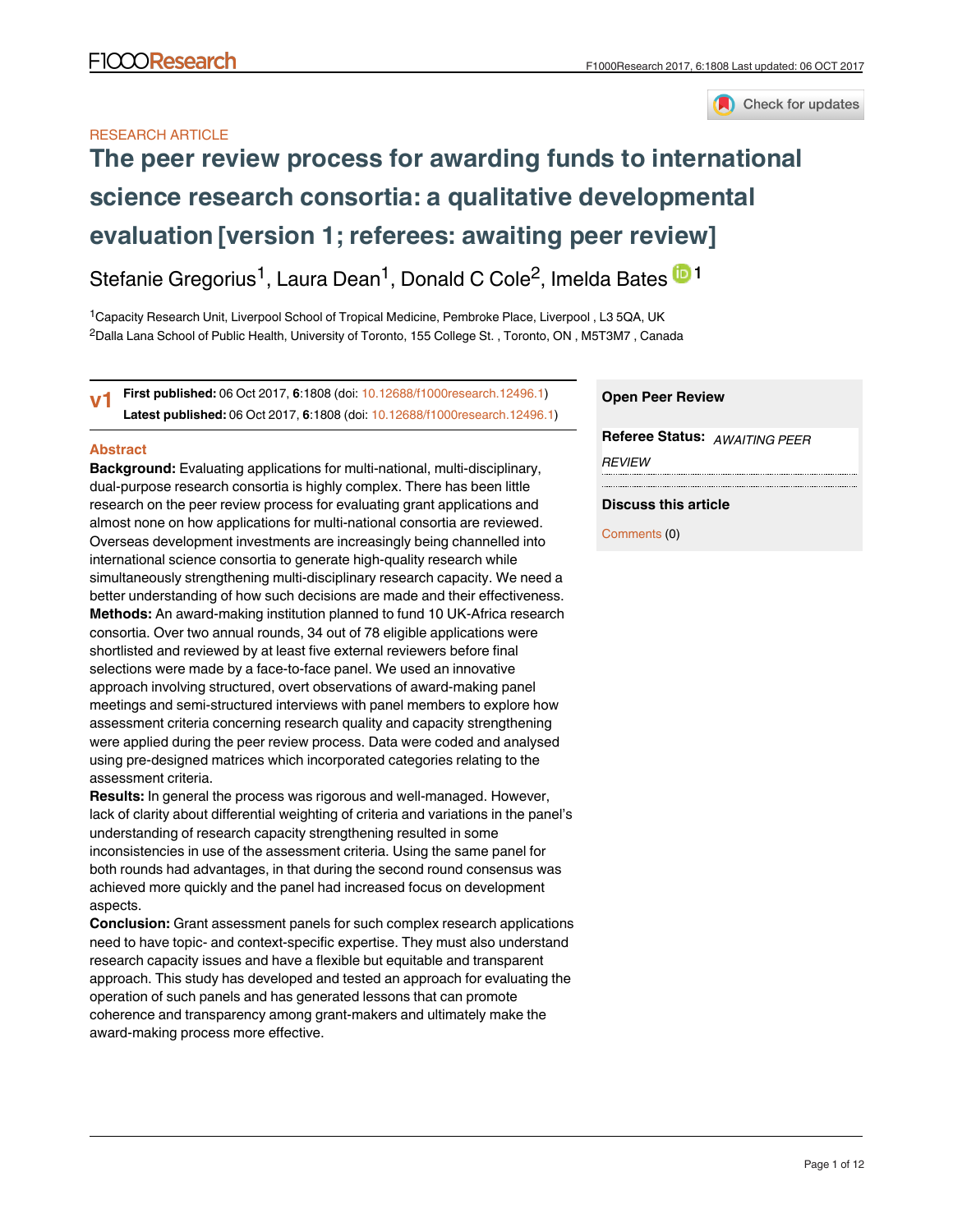RESEARCH ARTICLE

# The peer review process for awarding funds to international science research consortia: a qualitative developmental evaluation [version 1; referees: awaiting peer review]

Stefanie Gregorius[1], Laura Dean[1], Donald C Cole[2], Imelda Bates[1]

[1]Capacity Research Unit, Liverpool School of Tropical Medicine, Pembroke Place, Liverpool , L3 5QA, UK
[2]Dalla Lana School of Public Health, University of Toronto, 155 College St. , Toronto, ON , M5T3M7 , Canada

**v1** **First published:** 06 Oct 2017, **6**:1808 (doi: 10.12688/f1000research.12496.1)
**Latest published:** 06 Oct 2017, **6**:1808 (doi: 10.12688/f1000research.12496.1)

**Open Peer Review**

**Referee Status:** *AWAITING PEER REVIEW*

**Discuss this article**

Comments (0)

## Abstract

**Background:** Evaluating applications for multi-national, multi-disciplinary, dual-purpose research consortia is highly complex. There has been little research on the peer review process for evaluating grant applications and almost none on how applications for multi-national consortia are reviewed. Overseas development investments are increasingly being channelled into international science consortia to generate high-quality research while simultaneously strengthening multi-disciplinary research capacity. We need a better understanding of how such decisions are made and their effectiveness.

**Methods:** An award-making institution planned to fund 10 UK-Africa research consortia. Over two annual rounds, 34 out of 78 eligible applications were shortlisted and reviewed by at least five external reviewers before final selections were made by a face-to-face panel. We used an innovative approach involving structured, overt observations of award-making panel meetings and semi-structured interviews with panel members to explore how assessment criteria concerning research quality and capacity strengthening were applied during the peer review process. Data were coded and analysed using pre-designed matrices which incorporated categories relating to the assessment criteria.

**Results:** In general the process was rigorous and well-managed. However, lack of clarity about differential weighting of criteria and variations in the panel's understanding of research capacity strengthening resulted in some inconsistencies in use of the assessment criteria. Using the same panel for both rounds had advantages, in that during the second round consensus was achieved more quickly and the panel had increased focus on development aspects.

**Conclusion:** Grant assessment panels for such complex research applications need to have topic- and context-specific expertise. They must also understand research capacity issues and have a flexible but equitable and transparent approach. This study has developed and tested an approach for evaluating the operation of such panels and has generated lessons that can promote coherence and transparency among grant-makers and ultimately make the award-making process more effective.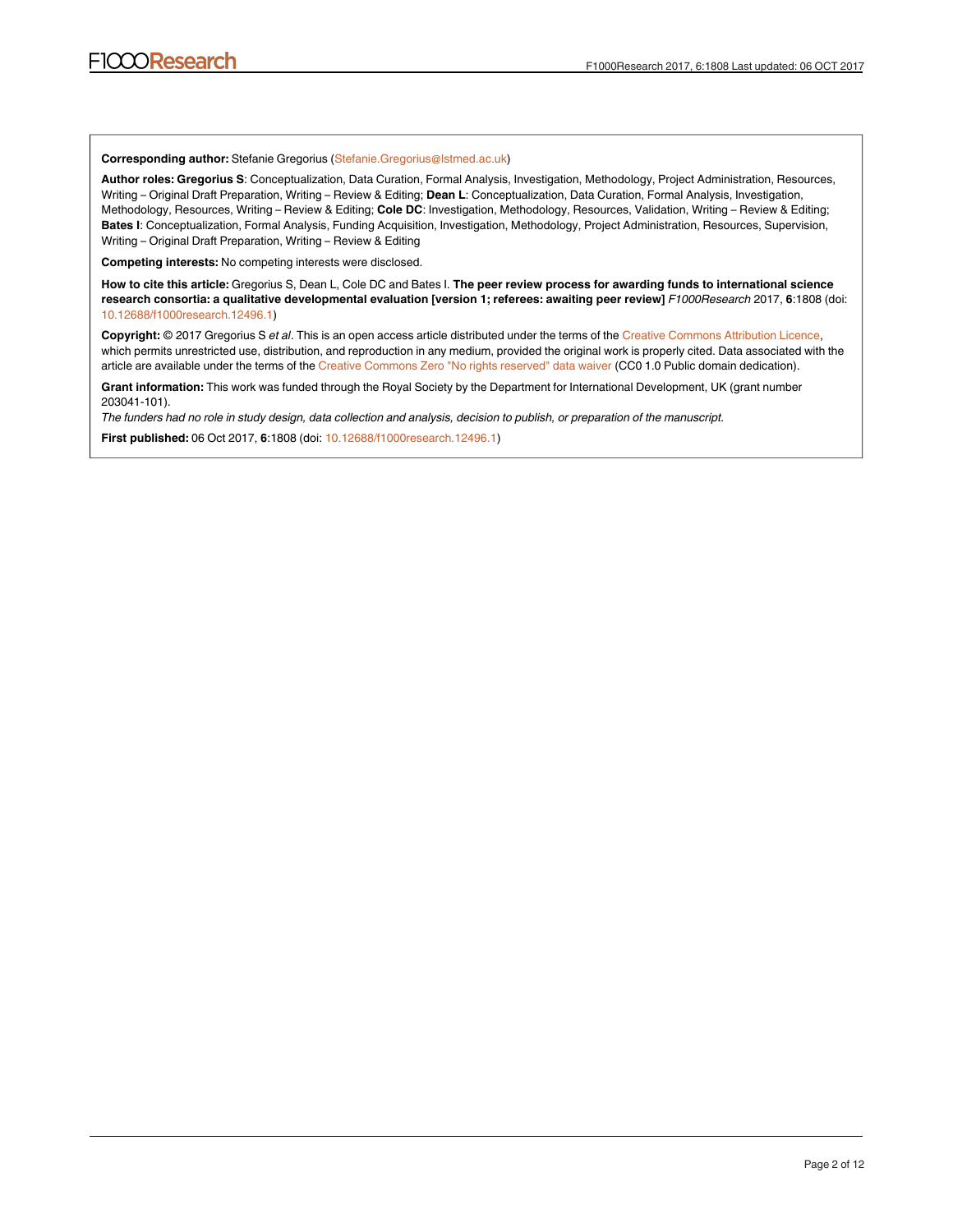**Corresponding author:** Stefanie Gregorius (Stefanie.Gregorius@lstmed.ac.uk)

**Author roles: Gregorius S**: Conceptualization, Data Curation, Formal Analysis, Investigation, Methodology, Project Administration, Resources, Writing – Original Draft Preparation, Writing – Review & Editing; **Dean L**: Conceptualization, Data Curation, Formal Analysis, Investigation, Methodology, Resources, Writing – Review & Editing; **Cole DC**: Investigation, Methodology, Resources, Validation, Writing – Review & Editing; **Bates I**: Conceptualization, Formal Analysis, Funding Acquisition, Investigation, Methodology, Project Administration, Resources, Supervision, Writing – Original Draft Preparation, Writing – Review & Editing

**Competing interests:** No competing interests were disclosed.

**How to cite this article:** Gregorius S, Dean L, Cole DC and Bates I. **The peer review process for awarding funds to international science research consortia: a qualitative developmental evaluation [version 1; referees: awaiting peer review]** *F1000Research* 2017, **6**:1808 (doi: 10.12688/f1000research.12496.1)

**Copyright:** © 2017 Gregorius S *et al*. This is an open access article distributed under the terms of the Creative Commons Attribution Licence, which permits unrestricted use, distribution, and reproduction in any medium, provided the original work is properly cited. Data associated with the article are available under the terms of the Creative Commons Zero "No rights reserved" data waiver (CC0 1.0 Public domain dedication).

**Grant information:** This work was funded through the Royal Society by the Department for International Development, UK (grant number 203041-101).

*The funders had no role in study design, data collection and analysis, decision to publish, or preparation of the manuscript.*

**First published:** 06 Oct 2017, **6**:1808 (doi: 10.12688/f1000research.12496.1)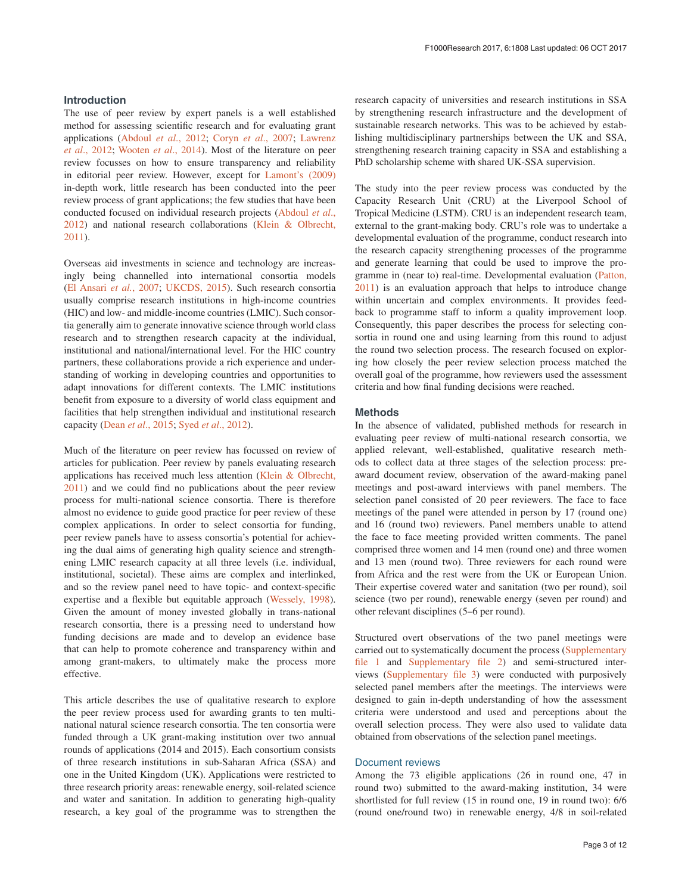## Introduction

The use of peer review by expert panels is a well established method for assessing scientific research and for evaluating grant applications (Abdoul *et al.*, 2012; Coryn *et al.*, 2007; Lawrenz *et al.*, 2012; Wooten *et al.*, 2014). Most of the literature on peer review focusses on how to ensure transparency and reliability in editorial peer review. However, except for Lamont's (2009) in-depth work, little research has been conducted into the peer review process of grant applications; the few studies that have been conducted focused on individual research projects (Abdoul *et al.*, 2012) and national research collaborations (Klein & Olbrecht, 2011).

Overseas aid investments in science and technology are increasingly being channelled into international consortia models (El Ansari *et al.*, 2007; UKCDS, 2015). Such research consortia usually comprise research institutions in high-income countries (HIC) and low- and middle-income countries (LMIC). Such consortia generally aim to generate innovative science through world class research and to strengthen research capacity at the individual, institutional and national/international level. For the HIC country partners, these collaborations provide a rich experience and understanding of working in developing countries and opportunities to adapt innovations for different contexts. The LMIC institutions benefit from exposure to a diversity of world class equipment and facilities that help strengthen individual and institutional research capacity (Dean *et al.*, 2015; Syed *et al.*, 2012).

Much of the literature on peer review has focussed on review of articles for publication. Peer review by panels evaluating research applications has received much less attention (Klein & Olbrecht, 2011) and we could find no publications about the peer review process for multi-national science consortia. There is therefore almost no evidence to guide good practice for peer review of these complex applications. In order to select consortia for funding, peer review panels have to assess consortia's potential for achieving the dual aims of generating high quality science and strengthening LMIC research capacity at all three levels (i.e. individual, institutional, societal). These aims are complex and interlinked, and so the review panel need to have topic- and context-specific expertise and a flexible but equitable approach (Wessely, 1998). Given the amount of money invested globally in trans-national research consortia, there is a pressing need to understand how funding decisions are made and to develop an evidence base that can help to promote coherence and transparency within and among grant-makers, to ultimately make the process more effective.

This article describes the use of qualitative research to explore the peer review process used for awarding grants to ten multi-national natural science research consortia. The ten consortia were funded through a UK grant-making institution over two annual rounds of applications (2014 and 2015). Each consortium consists of three research institutions in sub-Saharan Africa (SSA) and one in the United Kingdom (UK). Applications were restricted to three research priority areas: renewable energy, soil-related science and water and sanitation. In addition to generating high-quality research, a key goal of the programme was to strengthen the research capacity of universities and research institutions in SSA by strengthening research infrastructure and the development of sustainable research networks. This was to be achieved by establishing multidisciplinary partnerships between the UK and SSA, strengthening research training capacity in SSA and establishing a PhD scholarship scheme with shared UK-SSA supervision.

The study into the peer review process was conducted by the Capacity Research Unit (CRU) at the Liverpool School of Tropical Medicine (LSTM). CRU is an independent research team, external to the grant-making body. CRU's role was to undertake a developmental evaluation of the programme, conduct research into the research capacity strengthening processes of the programme and generate learning that could be used to improve the programme in (near to) real-time. Developmental evaluation (Patton, 2011) is an evaluation approach that helps to introduce change within uncertain and complex environments. It provides feedback to programme staff to inform a quality improvement loop. Consequently, this paper describes the process for selecting consortia in round one and using learning from this round to adjust the round two selection process. The research focused on exploring how closely the peer review selection process matched the overall goal of the programme, how reviewers used the assessment criteria and how final funding decisions were reached.

## Methods

In the absence of validated, published methods for research in evaluating peer review of multi-national research consortia, we applied relevant, well-established, qualitative research methods to collect data at three stages of the selection process: pre-award document review, observation of the award-making panel meetings and post-award interviews with panel members. The selection panel consisted of 20 peer reviewers. The face to face meetings of the panel were attended in person by 17 (round one) and 16 (round two) reviewers. Panel members unable to attend the face to face meeting provided written comments. The panel comprised three women and 14 men (round one) and three women and 13 men (round two). Three reviewers for each round were from Africa and the rest were from the UK or European Union. Their expertise covered water and sanitation (two per round), soil science (two per round), renewable energy (seven per round) and other relevant disciplines (5–6 per round).

Structured overt observations of the two panel meetings were carried out to systematically document the process (Supplementary file 1 and Supplementary file 2) and semi-structured interviews (Supplementary file 3) were conducted with purposively selected panel members after the meetings. The interviews were designed to gain in-depth understanding of how the assessment criteria were understood and used and perceptions about the overall selection process. They were also used to validate data obtained from observations of the selection panel meetings.

### Document reviews

Among the 73 eligible applications (26 in round one, 47 in round two) submitted to the award-making institution, 34 were shortlisted for full review (15 in round one, 19 in round two): 6/6 (round one/round two) in renewable energy, 4/8 in soil-related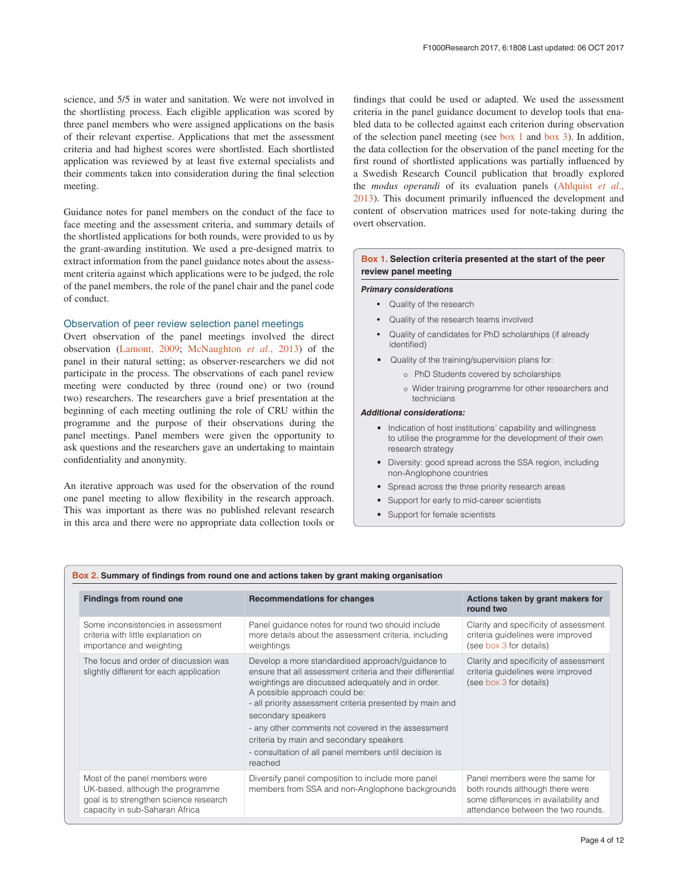science, and 5/5 in water and sanitation. We were not involved in the shortlisting process. Each eligible application was scored by three panel members who were assigned applications on the basis of their relevant expertise. Applications that met the assessment criteria and had highest scores were shortlisted. Each shortlisted application was reviewed by at least five external specialists and their comments taken into consideration during the final selection meeting.

Guidance notes for panel members on the conduct of the face to face meeting and the assessment criteria, and summary details of the shortlisted applications for both rounds, were provided to us by the grant-awarding institution. We used a pre-designed matrix to extract information from the panel guidance notes about the assessment criteria against which applications were to be judged, the role of the panel members, the role of the panel chair and the panel code of conduct.

### Observation of peer review selection panel meetings

Overt observation of the panel meetings involved the direct observation (Lamont, 2009; McNaughton *et al*., 2013) of the panel in their natural setting; as observer-researchers we did not participate in the process. The observations of each panel review meeting were conducted by three (round one) or two (round two) researchers. The researchers gave a brief presentation at the beginning of each meeting outlining the role of CRU within the programme and the purpose of their observations during the panel meetings. Panel members were given the opportunity to ask questions and the researchers gave an undertaking to maintain confidentiality and anonymity.

An iterative approach was used for the observation of the round one panel meeting to allow flexibility in the research approach. This was important as there was no published relevant research in this area and there were no appropriate data collection tools or findings that could be used or adapted. We used the assessment criteria in the panel guidance document to develop tools that enabled data to be collected against each criterion during observation of the selection panel meeting (see box 1 and box 3). In addition, the data collection for the observation of the panel meeting for the first round of shortlisted applications was partially influenced by a Swedish Research Council publication that broadly explored the *modus operandi* of its evaluation panels (Ahlquist *et al*., 2013). This document primarily influenced the development and content of observation matrices used for note-taking during the overt observation.

**Box 1. Selection criteria presented at the start of the peer review panel meeting**

***Primary considerations***

- Quality of the research
- Quality of the research teams involved
- Quality of candidates for PhD scholarships (if already identified)
- Quality of the training/supervision plans for:
  - PhD Students covered by scholarships
  - Wider training programme for other researchers and technicians

***Additional considerations:***

- Indication of host institutions' capability and willingness to utilise the programme for the development of their own research strategy
- Diversity: good spread across the SSA region, including non-Anglophone countries
- Spread across the three priority research areas
- Support for early to mid-career scientists
- Support for female scientists

**Box 2. Summary of findings from round one and actions taken by grant making organisation**

| Findings from round one | Recommendations for changes | Actions taken by grant makers for round two |
|---|---|---|
| Some inconsistencies in assessment criteria with little explanation on importance and weighting | Panel guidance notes for round two should include more details about the assessment criteria, including weightings | Clarity and specificity of assessment criteria guidelines were improved (see box 3 for details) |
| The focus and order of discussion was slightly different for each application | Develop a more standardised approach/guidance to ensure that all assessment criteria and their differential weightings are discussed adequately and in order. A possible approach could be:<br>- all priority assessment criteria presented by main and secondary speakers<br>- any other comments not covered in the assessment criteria by main and secondary speakers<br>- consultation of all panel members until decision is reached | Clarity and specificity of assessment criteria guidelines were improved (see box 3 for details) |
| Most of the panel members were UK-based, although the programme goal is to strengthen science research capacity in sub-Saharan Africa | Diversify panel composition to include more panel members from SSA and non-Anglophone backgrounds | Panel members were the same for both rounds although there were some differences in availability and attendance between the two rounds. |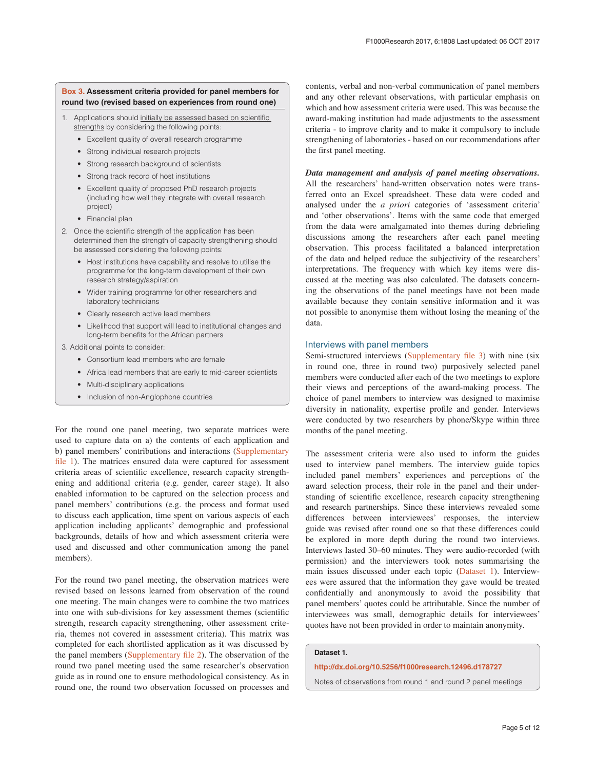**Box 3. Assessment criteria provided for panel members for round two (revised based on experiences from round one)**

1. Applications should initially be assessed based on scientific strengths by considering the following points:
   - Excellent quality of overall research programme
   - Strong individual research projects
   - Strong research background of scientists
   - Strong track record of host institutions
   - Excellent quality of proposed PhD research projects (including how well they integrate with overall research project)
   - Financial plan
2. Once the scientific strength of the application has been determined then the strength of capacity strengthening should be assessed considering the following points:
   - Host institutions have capability and resolve to utilise the programme for the long-term development of their own research strategy/aspiration
   - Wider training programme for other researchers and laboratory technicians
   - Clearly research active lead members
   - Likelihood that support will lead to institutional changes and long-term benefits for the African partners
3. Additional points to consider:
   - Consortium lead members who are female
   - Africa lead members that are early to mid-career scientists
   - Multi-disciplinary applications
   - Inclusion of non-Anglophone countries

For the round one panel meeting, two separate matrices were used to capture data on a) the contents of each application and b) panel members' contributions and interactions (Supplementary file 1). The matrices ensured data were captured for assessment criteria areas of scientific excellence, research capacity strengthening and additional criteria (e.g. gender, career stage). It also enabled information to be captured on the selection process and panel members' contributions (e.g. the process and format used to discuss each application, time spent on various aspects of each application including applicants' demographic and professional backgrounds, details of how and which assessment criteria were used and discussed and other communication among the panel members).

For the round two panel meeting, the observation matrices were revised based on lessons learned from observation of the round one meeting. The main changes were to combine the two matrices into one with sub-divisions for key assessment themes (scientific strength, research capacity strengthening, other assessment criteria, themes not covered in assessment criteria). This matrix was completed for each shortlisted application as it was discussed by the panel members (Supplementary file 2). The observation of the round two panel meeting used the same researcher's observation guide as in round one to ensure methodological consistency. As in round one, the round two observation focussed on processes and contents, verbal and non-verbal communication of panel members and any other relevant observations, with particular emphasis on which and how assessment criteria were used. This was because the award-making institution had made adjustments to the assessment criteria - to improve clarity and to make it compulsory to include strengthening of laboratories - based on our recommendations after the first panel meeting.

***Data management and analysis of panel meeting observations.*** All the researchers' hand-written observation notes were transferred onto an Excel spreadsheet. These data were coded and analysed under the *a priori* categories of 'assessment criteria' and 'other observations'. Items with the same code that emerged from the data were amalgamated into themes during debriefing discussions among the researchers after each panel meeting observation. This process facilitated a balanced interpretation of the data and helped reduce the subjectivity of the researchers' interpretations. The frequency with which key items were discussed at the meeting was also calculated. The datasets concerning the observations of the panel meetings have not been made available because they contain sensitive information and it was not possible to anonymise them without losing the meaning of the data.

### Interviews with panel members

Semi-structured interviews (Supplementary file 3) with nine (six in round one, three in round two) purposively selected panel members were conducted after each of the two meetings to explore their views and perceptions of the award-making process. The choice of panel members to interview was designed to maximise diversity in nationality, expertise profile and gender. Interviews were conducted by two researchers by phone/Skype within three months of the panel meeting.

The assessment criteria were also used to inform the guides used to interview panel members. The interview guide topics included panel members' experiences and perceptions of the award selection process, their role in the panel and their understanding of scientific excellence, research capacity strengthening and research partnerships. Since these interviews revealed some differences between interviewees' responses, the interview guide was revised after round one so that these differences could be explored in more depth during the round two interviews. Interviews lasted 30–60 minutes. They were audio-recorded (with permission) and the interviewers took notes summarising the main issues discussed under each topic (Dataset 1). Interviewees were assured that the information they gave would be treated confidentially and anonymously to avoid the possibility that panel members' quotes could be attributable. Since the number of interviewees was small, demographic details for interviewees' quotes have not been provided in order to maintain anonymity.

**Dataset 1.**

**http://dx.doi.org/10.5256/f1000research.12496.d178727**

Notes of observations from round 1 and round 2 panel meetings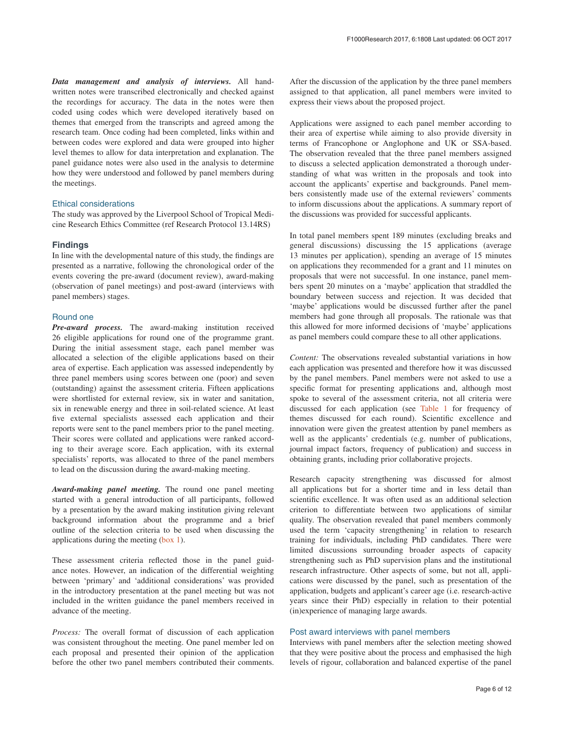***Data management and analysis of interviews.*** All handwritten notes were transcribed electronically and checked against the recordings for accuracy. The data in the notes were then coded using codes which were developed iteratively based on themes that emerged from the transcripts and agreed among the research team. Once coding had been completed, links within and between codes were explored and data were grouped into higher level themes to allow for data interpretation and explanation. The panel guidance notes were also used in the analysis to determine how they were understood and followed by panel members during the meetings.

### Ethical considerations

The study was approved by the Liverpool School of Tropical Medicine Research Ethics Committee (ref Research Protocol 13.14RS)

## Findings

In line with the developmental nature of this study, the findings are presented as a narrative, following the chronological order of the events covering the pre-award (document review), award-making (observation of panel meetings) and post-award (interviews with panel members) stages.

### Round one

***Pre-award process.*** The award-making institution received 26 eligible applications for round one of the programme grant. During the initial assessment stage, each panel member was allocated a selection of the eligible applications based on their area of expertise. Each application was assessed independently by three panel members using scores between one (poor) and seven (outstanding) against the assessment criteria. Fifteen applications were shortlisted for external review, six in water and sanitation, six in renewable energy and three in soil-related science. At least five external specialists assessed each application and their reports were sent to the panel members prior to the panel meeting. Their scores were collated and applications were ranked according to their average score. Each application, with its external specialists' reports, was allocated to three of the panel members to lead on the discussion during the award-making meeting.

***Award-making panel meeting.*** The round one panel meeting started with a general introduction of all participants, followed by a presentation by the award making institution giving relevant background information about the programme and a brief outline of the selection criteria to be used when discussing the applications during the meeting (box 1).

These assessment criteria reflected those in the panel guidance notes. However, an indication of the differential weighting between 'primary' and 'additional considerations' was provided in the introductory presentation at the panel meeting but was not included in the written guidance the panel members received in advance of the meeting.

*Process:* The overall format of discussion of each application was consistent throughout the meeting. One panel member led on each proposal and presented their opinion of the application before the other two panel members contributed their comments. After the discussion of the application by the three panel members assigned to that application, all panel members were invited to express their views about the proposed project.

Applications were assigned to each panel member according to their area of expertise while aiming to also provide diversity in terms of Francophone or Anglophone and UK or SSA-based. The observation revealed that the three panel members assigned to discuss a selected application demonstrated a thorough understanding of what was written in the proposals and took into account the applicants' expertise and backgrounds. Panel members consistently made use of the external reviewers' comments to inform discussions about the applications. A summary report of the discussions was provided for successful applicants.

In total panel members spent 189 minutes (excluding breaks and general discussions) discussing the 15 applications (average 13 minutes per application), spending an average of 15 minutes on applications they recommended for a grant and 11 minutes on proposals that were not successful. In one instance, panel members spent 20 minutes on a 'maybe' application that straddled the boundary between success and rejection. It was decided that 'maybe' applications would be discussed further after the panel members had gone through all proposals. The rationale was that this allowed for more informed decisions of 'maybe' applications as panel members could compare these to all other applications.

*Content:* The observations revealed substantial variations in how each application was presented and therefore how it was discussed by the panel members. Panel members were not asked to use a specific format for presenting applications and, although most spoke to several of the assessment criteria, not all criteria were discussed for each application (see Table 1 for frequency of themes discussed for each round). Scientific excellence and innovation were given the greatest attention by panel members as well as the applicants' credentials (e.g. number of publications, journal impact factors, frequency of publication) and success in obtaining grants, including prior collaborative projects.

Research capacity strengthening was discussed for almost all applications but for a shorter time and in less detail than scientific excellence. It was often used as an additional selection criterion to differentiate between two applications of similar quality. The observation revealed that panel members commonly used the term 'capacity strengthening' in relation to research training for individuals, including PhD candidates. There were limited discussions surrounding broader aspects of capacity strengthening such as PhD supervision plans and the institutional research infrastructure. Other aspects of some, but not all, applications were discussed by the panel, such as presentation of the application, budgets and applicant's career age (i.e. research-active years since their PhD) especially in relation to their potential (in)experience of managing large awards.

### Post award interviews with panel members

Interviews with panel members after the selection meeting showed that they were positive about the process and emphasised the high levels of rigour, collaboration and balanced expertise of the panel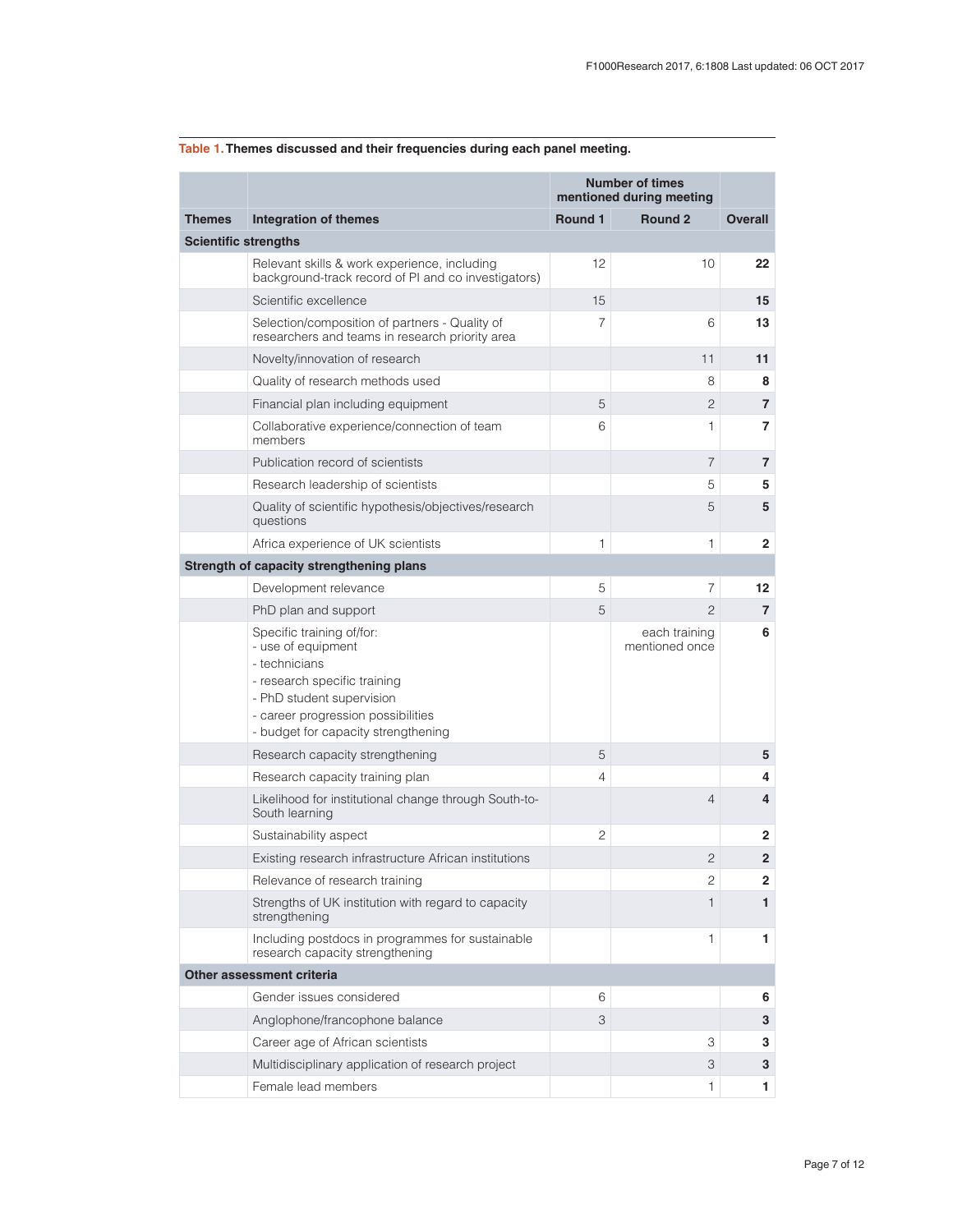**Table 1. Themes discussed and their frequencies during each panel meeting.**

| | | Number of times mentioned during meeting | | |
|---|---|---|---|---|
| **Themes** | **Integration of themes** | **Round 1** | **Round 2** | **Overall** |
| **Scientific strengths** | | | | |
| | Relevant skills & work experience, including background-track record of PI and co investigators) | 12 | 10 | **22** |
| | Scientific excellence | 15 | | **15** |
| | Selection/composition of partners - Quality of researchers and teams in research priority area | 7 | 6 | **13** |
| | Novelty/innovation of research | | 11 | **11** |
| | Quality of research methods used | | 8 | **8** |
| | Financial plan including equipment | 5 | 2 | **7** |
| | Collaborative experience/connection of team members | 6 | 1 | **7** |
| | Publication record of scientists | | 7 | **7** |
| | Research leadership of scientists | | 5 | **5** |
| | Quality of scientific hypothesis/objectives/research questions | | 5 | **5** |
| | Africa experience of UK scientists | 1 | 1 | **2** |
| **Strength of capacity strengthening plans** | | | | |
| | Development relevance | 5 | 7 | **12** |
| | PhD plan and support | 5 | 2 | **7** |
| | Specific training of/for: - use of equipment - technicians - research specific training - PhD student supervision - career progression possibilities - budget for capacity strengthening | | each training mentioned once | **6** |
| | Research capacity strengthening | 5 | | **5** |
| | Research capacity training plan | 4 | | **4** |
| | Likelihood for institutional change through South-to-South learning | | 4 | **4** |
| | Sustainability aspect | 2 | | **2** |
| | Existing research infrastructure African institutions | | 2 | **2** |
| | Relevance of research training | | 2 | **2** |
| | Strengths of UK institution with regard to capacity strengthening | | 1 | **1** |
| | Including postdocs in programmes for sustainable research capacity strengthening | | 1 | **1** |
| **Other assessment criteria** | | | | |
| | Gender issues considered | 6 | | **6** |
| | Anglophone/francophone balance | 3 | | **3** |
| | Career age of African scientists | | 3 | **3** |
| | Multidisciplinary application of research project | | 3 | **3** |
| | Female lead members | | 1 | **1** |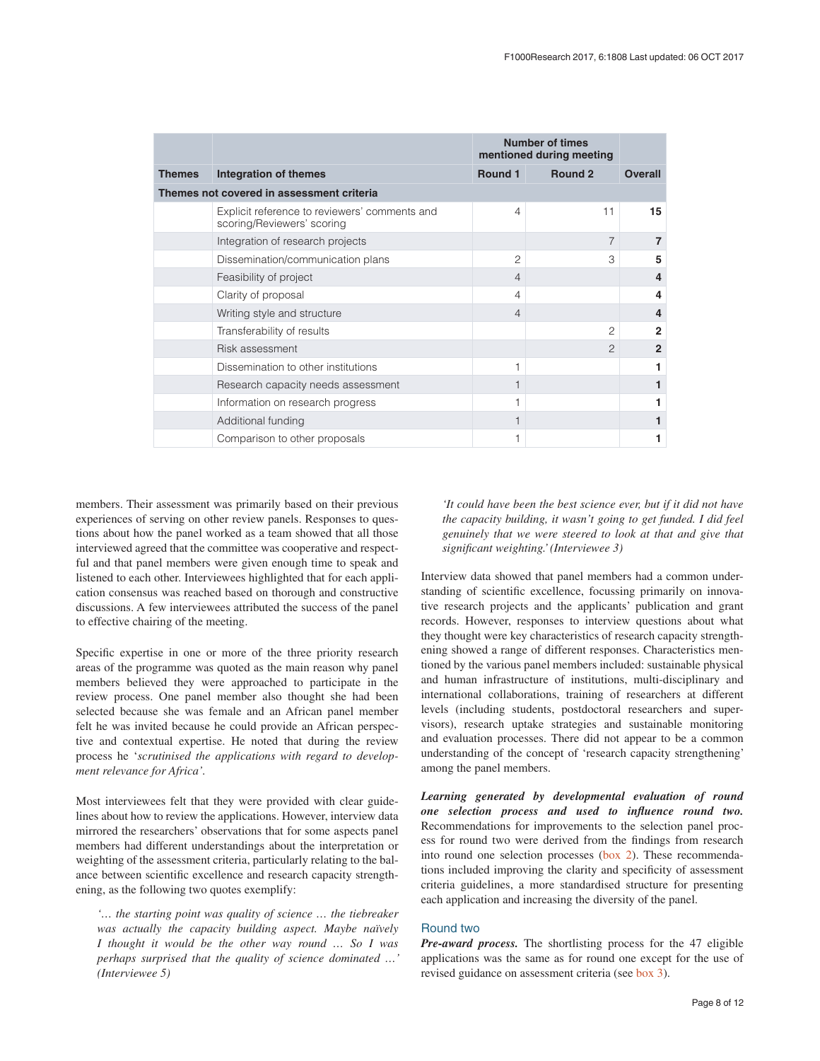| Themes | Integration of themes | Number of times mentioned during meeting | | |
|---|---|---|---|---|
| | | Round 1 | Round 2 | Overall |
| **Themes not covered in assessment criteria** | | | | |
| | Explicit reference to reviewers' comments and scoring/Reviewers' scoring | 4 | 11 | **15** |
| | Integration of research projects | | 7 | **7** |
| | Dissemination/communication plans | 2 | 3 | **5** |
| | Feasibility of project | 4 | | **4** |
| | Clarity of proposal | 4 | | **4** |
| | Writing style and structure | 4 | | **4** |
| | Transferability of results | | 2 | **2** |
| | Risk assessment | | 2 | **2** |
| | Dissemination to other institutions | 1 | | **1** |
| | Research capacity needs assessment | 1 | | **1** |
| | Information on research progress | 1 | | **1** |
| | Additional funding | 1 | | **1** |
| | Comparison to other proposals | 1 | | **1** |

members. Their assessment was primarily based on their previous experiences of serving on other review panels. Responses to questions about how the panel worked as a team showed that all those interviewed agreed that the committee was cooperative and respectful and that panel members were given enough time to speak and listened to each other. Interviewees highlighted that for each application consensus was reached based on thorough and constructive discussions. A few interviewees attributed the success of the panel to effective chairing of the meeting.

Specific expertise in one or more of the three priority research areas of the programme was quoted as the main reason why panel members believed they were approached to participate in the review process. One panel member also thought she had been selected because she was female and an African panel member felt he was invited because he could provide an African perspective and contextual expertise. He noted that during the review process he '*scrutinised the applications with regard to development relevance for Africa'*.

Most interviewees felt that they were provided with clear guidelines about how to review the applications. However, interview data mirrored the researchers' observations that for some aspects panel members had different understandings about the interpretation or weighting of the assessment criteria, particularly relating to the balance between scientific excellence and research capacity strengthening, as the following two quotes exemplify:

> *'… the starting point was quality of science … the tiebreaker was actually the capacity building aspect. Maybe naïvely I thought it would be the other way round … So I was perhaps surprised that the quality of science dominated …' (Interviewee 5)*

> *'It could have been the best science ever, but if it did not have the capacity building, it wasn't going to get funded. I did feel genuinely that we were steered to look at that and give that significant weighting.' (Interviewee 3)*

Interview data showed that panel members had a common understanding of scientific excellence, focussing primarily on innovative research projects and the applicants' publication and grant records. However, responses to interview questions about what they thought were key characteristics of research capacity strengthening showed a range of different responses. Characteristics mentioned by the various panel members included: sustainable physical and human infrastructure of institutions, multi-disciplinary and international collaborations, training of researchers at different levels (including students, postdoctoral researchers and supervisors), research uptake strategies and sustainable monitoring and evaluation processes. There did not appear to be a common understanding of the concept of 'research capacity strengthening' among the panel members.

***Learning generated by developmental evaluation of round one selection process and used to influence round two.*** Recommendations for improvements to the selection panel process for round two were derived from the findings from research into round one selection processes (box 2). These recommendations included improving the clarity and specificity of assessment criteria guidelines, a more standardised structure for presenting each application and increasing the diversity of the panel.

### Round two

***Pre-award process.*** The shortlisting process for the 47 eligible applications was the same as for round one except for the use of revised guidance on assessment criteria (see box 3).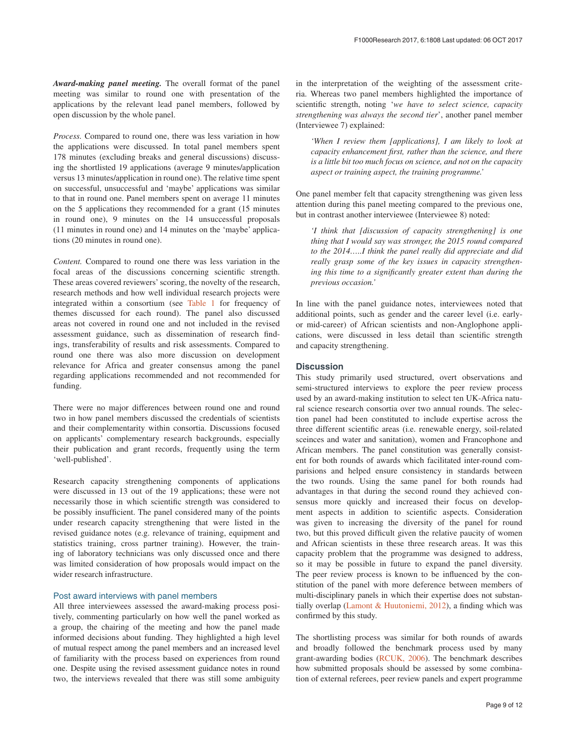***Award-making panel meeting.*** The overall format of the panel meeting was similar to round one with presentation of the applications by the relevant lead panel members, followed by open discussion by the whole panel.

*Process.* Compared to round one, there was less variation in how the applications were discussed. In total panel members spent 178 minutes (excluding breaks and general discussions) discussing the shortlisted 19 applications (average 9 minutes/application versus 13 minutes/application in round one). The relative time spent on successful, unsuccessful and 'maybe' applications was similar to that in round one. Panel members spent on average 11 minutes on the 5 applications they recommended for a grant (15 minutes in round one), 9 minutes on the 14 unsuccessful proposals (11 minutes in round one) and 14 minutes on the 'maybe' applications (20 minutes in round one).

*Content.* Compared to round one there was less variation in the focal areas of the discussions concerning scientific strength. These areas covered reviewers' scoring, the novelty of the research, research methods and how well individual research projects were integrated within a consortium (see Table 1 for frequency of themes discussed for each round). The panel also discussed areas not covered in round one and not included in the revised assessment guidance, such as dissemination of research findings, transferability of results and risk assessments. Compared to round one there was also more discussion on development relevance for Africa and greater consensus among the panel regarding applications recommended and not recommended for funding.

There were no major differences between round one and round two in how panel members discussed the credentials of scientists and their complementarity within consortia. Discussions focused on applicants' complementary research backgrounds, especially their publication and grant records, frequently using the term 'well-published'.

Research capacity strengthening components of applications were discussed in 13 out of the 19 applications; these were not necessarily those in which scientific strength was considered to be possibly insufficient. The panel considered many of the points under research capacity strengthening that were listed in the revised guidance notes (e.g. relevance of training, equipment and statistics training, cross partner training). However, the training of laboratory technicians was only discussed once and there was limited consideration of how proposals would impact on the wider research infrastructure.

### Post award interviews with panel members

All three interviewees assessed the award-making process positively, commenting particularly on how well the panel worked as a group, the chairing of the meeting and how the panel made informed decisions about funding. They highlighted a high level of mutual respect among the panel members and an increased level of familiarity with the process based on experiences from round one. Despite using the revised assessment guidance notes in round two, the interviews revealed that there was still some ambiguity in the interpretation of the weighting of the assessment criteria. Whereas two panel members highlighted the importance of scientific strength, noting '*we have to select science, capacity strengthening was always the second tier*', another panel member (Interviewee 7) explained:

> *'When I review them [applications], I am likely to look at capacity enhancement first, rather than the science, and there is a little bit too much focus on science, and not on the capacity aspect or training aspect, the training programme.'*

One panel member felt that capacity strengthening was given less attention during this panel meeting compared to the previous one, but in contrast another interviewee (Interviewee 8) noted:

> *'I think that [discussion of capacity strengthening] is one thing that I would say was stronger, the 2015 round compared to the 2014.....I think the panel really did appreciate and did really grasp some of the key issues in capacity strengthening this time to a significantly greater extent than during the previous occasion.'*

In line with the panel guidance notes, interviewees noted that additional points, such as gender and the career level (i.e. early- or mid-career) of African scientists and non-Anglophone applications, were discussed in less detail than scientific strength and capacity strengthening.

## Discussion

This study primarily used structured, overt observations and semi-structured interviews to explore the peer review process used by an award-making institution to select ten UK-Africa natural science research consortia over two annual rounds. The selection panel had been constituted to include expertise across the three different scientific areas (i.e. renewable energy, soil-related sceinces and water and sanitation), women and Francophone and African members. The panel constitution was generally consistent for both rounds of awards which facilitated inter-round comparisions and helped ensure consistency in standards between the two rounds. Using the same panel for both rounds had advantages in that during the second round they achieved consensus more quickly and increased their focus on development aspects in addition to scientific aspects. Consideration was given to increasing the diversity of the panel for round two, but this proved difficult given the relative paucity of women and African scientists in these three research areas. It was this capacity problem that the programme was designed to address, so it may be possible in future to expand the panel diversity. The peer review process is known to be influenced by the constitution of the panel with more deference between members of multi-disciplinary panels in which their expertise does not substantially overlap (Lamont & Huutoniemi, 2012), a finding which was confirmed by this study.

The shortlisting process was similar for both rounds of awards and broadly followed the benchmark process used by many grant-awarding bodies (RCUK, 2006). The benchmark describes how submitted proposals should be assessed by some combination of external referees, peer review panels and expert programme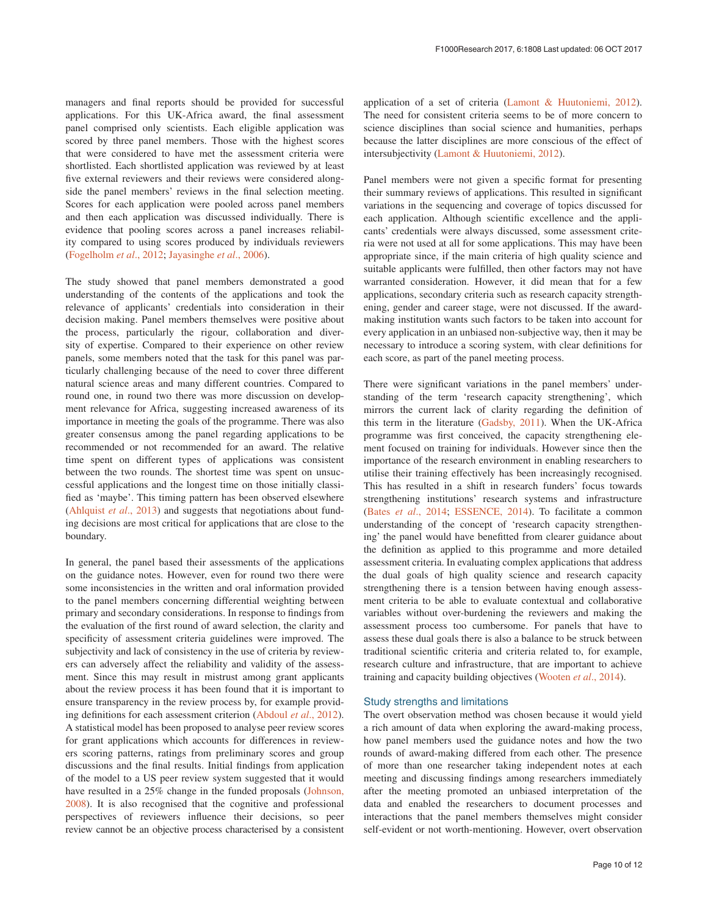managers and final reports should be provided for successful applications. For this UK-Africa award, the final assessment panel comprised only scientists. Each eligible application was scored by three panel members. Those with the highest scores that were considered to have met the assessment criteria were shortlisted. Each shortlisted application was reviewed by at least five external reviewers and their reviews were considered alongside the panel members' reviews in the final selection meeting. Scores for each application were pooled across panel members and then each application was discussed individually. There is evidence that pooling scores across a panel increases reliability compared to using scores produced by individuals reviewers (Fogelholm *et al*., 2012; Jayasinghe *et al*., 2006).

The study showed that panel members demonstrated a good understanding of the contents of the applications and took the relevance of applicants' credentials into consideration in their decision making. Panel members themselves were positive about the process, particularly the rigour, collaboration and diversity of expertise. Compared to their experience on other review panels, some members noted that the task for this panel was particularly challenging because of the need to cover three different natural science areas and many different countries. Compared to round one, in round two there was more discussion on development relevance for Africa, suggesting increased awareness of its importance in meeting the goals of the programme. There was also greater consensus among the panel regarding applications to be recommended or not recommended for an award. The relative time spent on different types of applications was consistent between the two rounds. The shortest time was spent on unsuccessful applications and the longest time on those initially classified as 'maybe'. This timing pattern has been observed elsewhere (Ahlquist *et al*., 2013) and suggests that negotiations about funding decisions are most critical for applications that are close to the boundary.

In general, the panel based their assessments of the applications on the guidance notes. However, even for round two there were some inconsistencies in the written and oral information provided to the panel members concerning differential weighting between primary and secondary considerations. In response to findings from the evaluation of the first round of award selection, the clarity and specificity of assessment criteria guidelines were improved. The subjectivity and lack of consistency in the use of criteria by reviewers can adversely affect the reliability and validity of the assessment. Since this may result in mistrust among grant applicants about the review process it has been found that it is important to ensure transparency in the review process by, for example providing definitions for each assessment criterion (Abdoul *et al*., 2012). A statistical model has been proposed to analyse peer review scores for grant applications which accounts for differences in reviewers scoring patterns, ratings from preliminary scores and group discussions and the final results. Initial findings from application of the model to a US peer review system suggested that it would have resulted in a 25% change in the funded proposals (Johnson, 2008). It is also recognised that the cognitive and professional perspectives of reviewers influence their decisions, so peer review cannot be an objective process characterised by a consistent application of a set of criteria (Lamont & Huutoniemi, 2012). The need for consistent criteria seems to be of more concern to science disciplines than social science and humanities, perhaps because the latter disciplines are more conscious of the effect of intersubjectivity (Lamont & Huutoniemi, 2012).

Panel members were not given a specific format for presenting their summary reviews of applications. This resulted in significant variations in the sequencing and coverage of topics discussed for each application. Although scientific excellence and the applicants' credentials were always discussed, some assessment criteria were not used at all for some applications. This may have been appropriate since, if the main criteria of high quality science and suitable applicants were fulfilled, then other factors may not have warranted consideration. However, it did mean that for a few applications, secondary criteria such as research capacity strengthening, gender and career stage, were not discussed. If the award-making institution wants such factors to be taken into account for every application in an unbiased non-subjective way, then it may be necessary to introduce a scoring system, with clear definitions for each score, as part of the panel meeting process.

There were significant variations in the panel members' understanding of the term 'research capacity strengthening', which mirrors the current lack of clarity regarding the definition of this term in the literature (Gadsby, 2011). When the UK-Africa programme was first conceived, the capacity strengthening element focused on training for individuals. However since then the importance of the research environment in enabling researchers to utilise their training effectively has been increasingly recognised. This has resulted in a shift in research funders' focus towards strengthening institutions' research systems and infrastructure (Bates *et al*., 2014; ESSENCE, 2014). To facilitate a common understanding of the concept of 'research capacity strengthening' the panel would have benefitted from clearer guidance about the definition as applied to this programme and more detailed assessment criteria. In evaluating complex applications that address the dual goals of high quality science and research capacity strengthening there is a tension between having enough assessment criteria to be able to evaluate contextual and collaborative variables without over-burdening the reviewers and making the assessment process too cumbersome. For panels that have to assess these dual goals there is also a balance to be struck between traditional scientific criteria and criteria related to, for example, research culture and infrastructure, that are important to achieve training and capacity building objectives (Wooten *et al*., 2014).

### Study strengths and limitations

The overt observation method was chosen because it would yield a rich amount of data when exploring the award-making process, how panel members used the guidance notes and how the two rounds of award-making differed from each other. The presence of more than one researcher taking independent notes at each meeting and discussing findings among researchers immediately after the meeting promoted an unbiased interpretation of the data and enabled the researchers to document processes and interactions that the panel members themselves might consider self-evident or not worth-mentioning. However, overt observation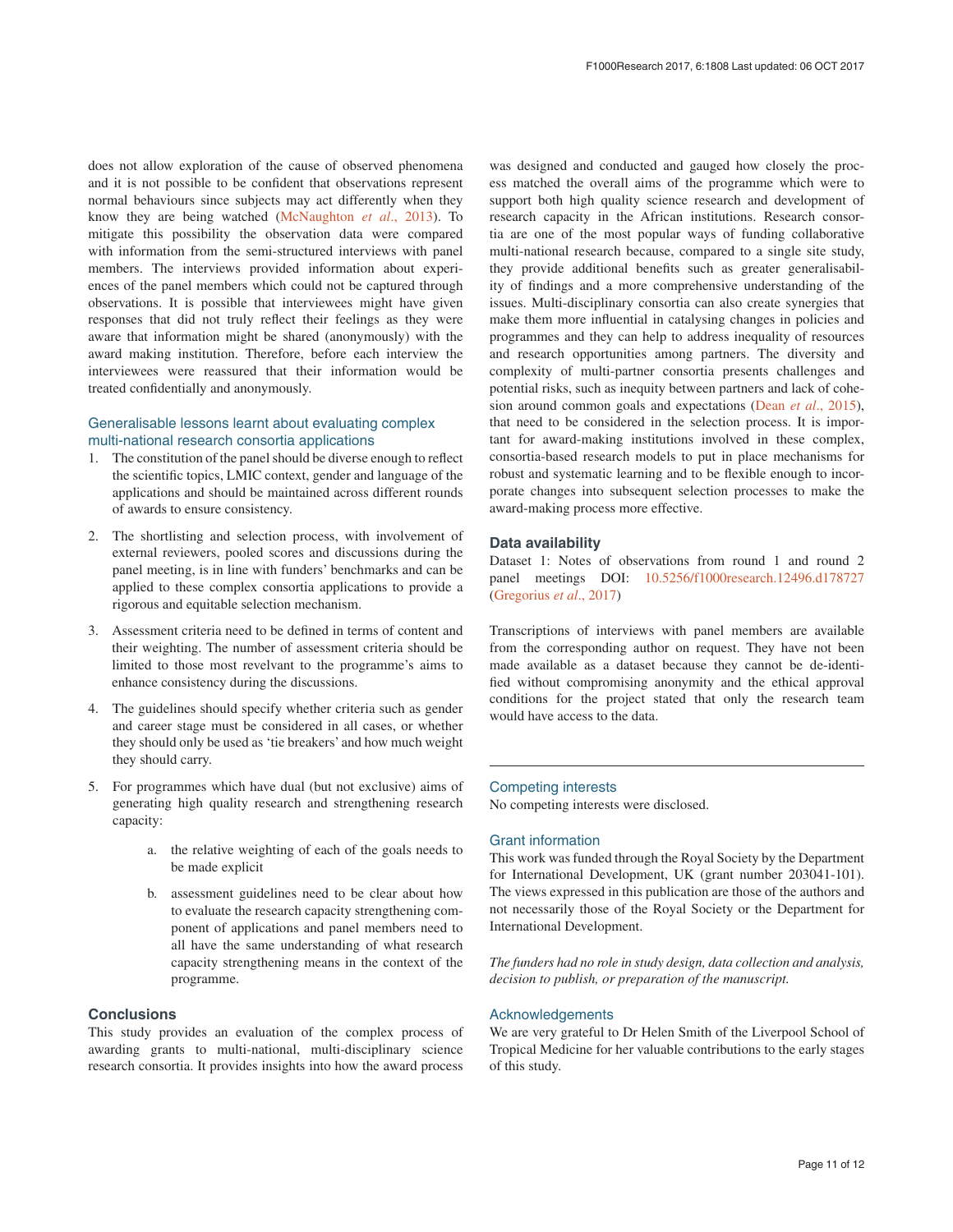does not allow exploration of the cause of observed phenomena and it is not possible to be confident that observations represent normal behaviours since subjects may act differently when they know they are being watched (McNaughton *et al*., 2013). To mitigate this possibility the observation data were compared with information from the semi-structured interviews with panel members. The interviews provided information about experiences of the panel members which could not be captured through observations. It is possible that interviewees might have given responses that did not truly reflect their feelings as they were aware that information might be shared (anonymously) with the award making institution. Therefore, before each interview the interviewees were reassured that their information would be treated confidentially and anonymously.

## Generalisable lessons learnt about evaluating complex multi-national research consortia applications

1. The constitution of the panel should be diverse enough to reflect the scientific topics, LMIC context, gender and language of the applications and should be maintained across different rounds of awards to ensure consistency.

2. The shortlisting and selection process, with involvement of external reviewers, pooled scores and discussions during the panel meeting, is in line with funders' benchmarks and can be applied to these complex consortia applications to provide a rigorous and equitable selection mechanism.

3. Assessment criteria need to be defined in terms of content and their weighting. The number of assessment criteria should be limited to those most revelvant to the programme's aims to enhance consistency during the discussions.

4. The guidelines should specify whether criteria such as gender and career stage must be considered in all cases, or whether they should only be used as 'tie breakers' and how much weight they should carry.

5. For programmes which have dual (but not exclusive) aims of generating high quality research and strengthening research capacity:

    a. the relative weighting of each of the goals needs to be made explicit

    b. assessment guidelines need to be clear about how to evaluate the research capacity strengthening component of applications and panel members need to all have the same understanding of what research capacity strengthening means in the context of the programme.

## Conclusions

This study provides an evaluation of the complex process of awarding grants to multi-national, multi-disciplinary science research consortia. It provides insights into how the award process was designed and conducted and gauged how closely the process matched the overall aims of the programme which were to support both high quality science research and development of research capacity in the African institutions. Research consortia are one of the most popular ways of funding collaborative multi-national research because, compared to a single site study, they provide additional benefits such as greater generalisability of findings and a more comprehensive understanding of the issues. Multi-disciplinary consortia can also create synergies that make them more influential in catalysing changes in policies and programmes and they can help to address inequality of resources and research opportunities among partners. The diversity and complexity of multi-partner consortia presents challenges and potential risks, such as inequity between partners and lack of cohesion around common goals and expectations (Dean *et al*., 2015), that need to be considered in the selection process. It is important for award-making institutions involved in these complex, consortia-based research models to put in place mechanisms for robust and systematic learning and to be flexible enough to incorporate changes into subsequent selection processes to make the award-making process more effective.

## Data availability

Dataset 1: Notes of observations from round 1 and round 2 panel meetings DOI: 10.5256/f1000research.12496.d178727 (Gregorius *et al*., 2017)

Transcriptions of interviews with panel members are available from the corresponding author on request. They have not been made available as a dataset because they cannot be de-identified without compromising anonymity and the ethical approval conditions for the project stated that only the research team would have access to the data.

## Competing interests

No competing interests were disclosed.

## Grant information

This work was funded through the Royal Society by the Department for International Development, UK (grant number 203041-101). The views expressed in this publication are those of the authors and not necessarily those of the Royal Society or the Department for International Development.

*The funders had no role in study design, data collection and analysis, decision to publish, or preparation of the manuscript.*

## Acknowledgements

We are very grateful to Dr Helen Smith of the Liverpool School of Tropical Medicine for her valuable contributions to the early stages of this study.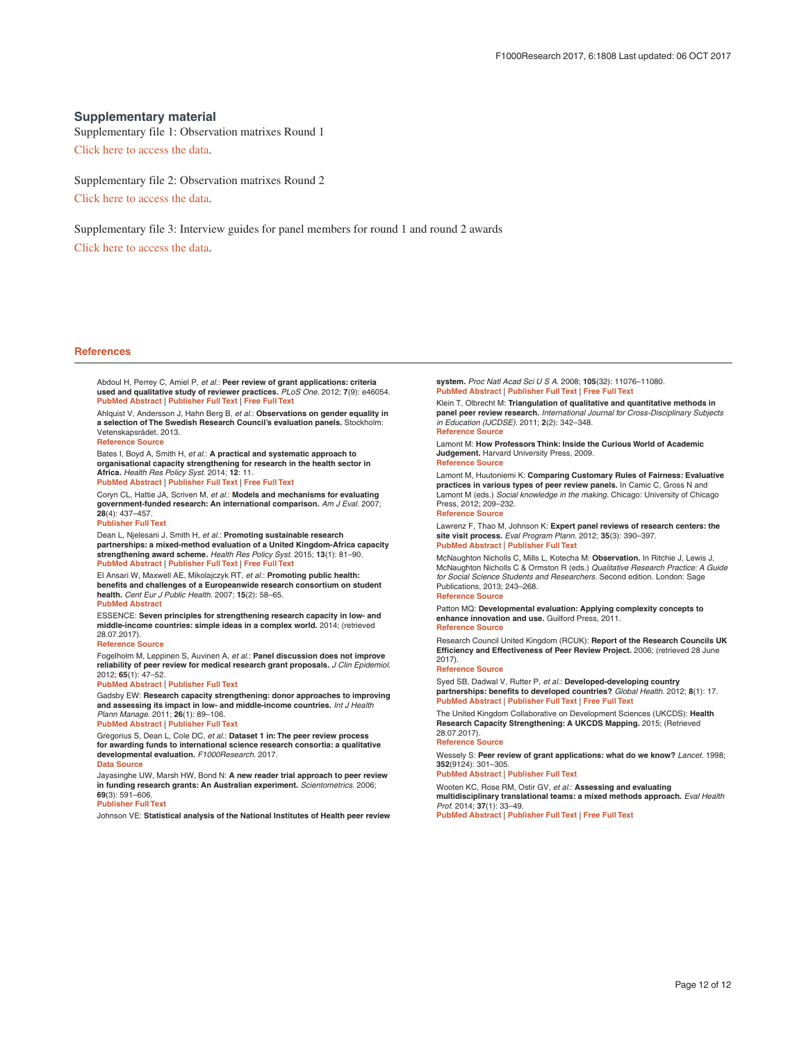## Supplementary material

Supplementary file 1: Observation matrixes Round 1

Click here to access the data.

Supplementary file 2: Observation matrixes Round 2

Click here to access the data.

Supplementary file 3: Interview guides for panel members for round 1 and round 2 awards

Click here to access the data.

## References

Abdoul H, Perrey C, Amiel P, *et al.*: **Peer review of grant applications: criteria used and qualitative study of reviewer practices.** *PLoS One.* 2012; **7**(9): e46054.
PubMed Abstract | Publisher Full Text | Free Full Text

Ahlquist V, Andersson J, Hahn Berg B, *et al.*: **Observations on gender equality in a selection of The Swedish Research Council's evaluation panels.** Stockholm: Vetenskapsrådet. 2013.
Reference Source

Bates I, Boyd A, Smith H, *et al.*: **A practical and systematic approach to organisational capacity strengthening for research in the health sector in Africa.** *Health Res Policy Syst.* 2014; **12**: 11.
PubMed Abstract | Publisher Full Text | Free Full Text

Coryn CL, Hattie JA, Scriven M, *et al.*: **Models and mechanisms for evaluating government-funded research: An international comparison.** *Am J Eval.* 2007; **28**(4): 437–457.
Publisher Full Text

Dean L, Njelesani J, Smith H, *et al.*: **Promoting sustainable research partnerships: a mixed-method evaluation of a United Kingdom-Africa capacity strengthening award scheme.** *Health Res Policy Syst.* 2015; **13**(1): 81–90.
PubMed Abstract | Publisher Full Text | Free Full Text

El Ansari W, Maxwell AE, Mikolajczyk RT, *et al.*: **Promoting public health: benefits and challenges of a Europeanwide research consortium on student health.** *Cent Eur J Public Health.* 2007; **15**(2): 58–65.
PubMed Abstract

ESSENCE: **Seven principles for strengthening research capacity in low- and middle-income countries: simple ideas in a complex world.** 2014; (retrieved 28.07.2017).
Reference Source

Fogelholm M, Leppinen S, Auvinen A, *et al.*: **Panel discussion does not improve reliability of peer review for medical research grant proposals.** *J Clin Epidemiol.* 2012; **65**(1): 47–52.
PubMed Abstract | Publisher Full Text

Gadsby EW: **Research capacity strengthening: donor approaches to improving and assessing its impact in low- and middle-income countries.** *Int J Health Plann Manage.* 2011; **26**(1): 89–106.
PubMed Abstract | Publisher Full Text

Gregorius S, Dean L, Cole DC, *et al.*: **Dataset 1 in: The peer review process for awarding funds to international science research consortia: a qualitative developmental evaluation.** *F1000Research.* 2017.
Data Source

Jayasinghe UW, Marsh HW, Bond N: **A new reader trial approach to peer review in funding research grants: An Australian experiment.** *Scientometrics.* 2006; **69**(3): 591–606.
Publisher Full Text

Johnson VE: **Statistical analysis of the National Institutes of Health peer review system.** *Proc Natl Acad Sci U S A.* 2008; **105**(32): 11076–11080.
PubMed Abstract | Publisher Full Text | Free Full Text

Klein T, Olbrecht M: **Triangulation of qualitative and quantitative methods in panel peer review research.** *International Journal for Cross-Disciplinary Subjects in Education (IJCDSE).* 2011; **2**(2): 342–348.
Reference Source

Lamont M: **How Professors Think: Inside the Curious World of Academic Judgement.** Harvard University Press, 2009.
Reference Source

Lamont M, Huutoniemi K: **Comparing Customary Rules of Fairness: Evaluative practices in various types of peer review panels.** In Camic C, Gross N and Lamont M (eds.) *Social knowledge in the making.* Chicago: University of Chicago Press, 2012; 209–232.
Reference Source

Lawrenz F, Thao M, Johnson K: **Expert panel reviews of research centers: the site visit process.** *Eval Program Plann.* 2012; **35**(3): 390–397.
PubMed Abstract | Publisher Full Text

McNaughton Nicholls C, Mills L, Kotecha M: **Observation.** In Ritchie J, Lewis J, McNaughton Nicholls C & Ormston R (eds.) *Qualitative Research Practice: A Guide for Social Science Students and Researchers.* Second edition. London: Sage Publications, 2013; 243–268.
Reference Source

Patton MQ: **Developmental evaluation: Applying complexity concepts to enhance innovation and use.** Guilford Press, 2011.
Reference Source

Research Council United Kingdom (RCUK): **Report of the Research Councils UK Efficiency and Effectiveness of Peer Review Project.** 2006; (retrieved 28 June 2017).
Reference Source

Syed SB, Dadwal V, Rutter P, *et al.*: **Developed-developing country partnerships: benefits to developed countries?** *Global Health.* 2012; **8**(1): 17.
PubMed Abstract | Publisher Full Text | Free Full Text

The United Kingdom Collaborative on Development Sciences (UKCDS): **Health Research Capacity Strengthening: A UKCDS Mapping.** 2015; (Retrieved 28.07.2017).
Reference Source

Wessely S: **Peer review of grant applications: what do we know?** *Lancet.* 1998; **352**(9124): 301–305.
PubMed Abstract | Publisher Full Text

Wooten KC, Rose RM, Ostir GV, *et al.*: **Assessing and evaluating multidisciplinary translational teams: a mixed methods approach.** *Eval Health Prof.* 2014; **37**(1): 33–49.
PubMed Abstract | Publisher Full Text | Free Full Text